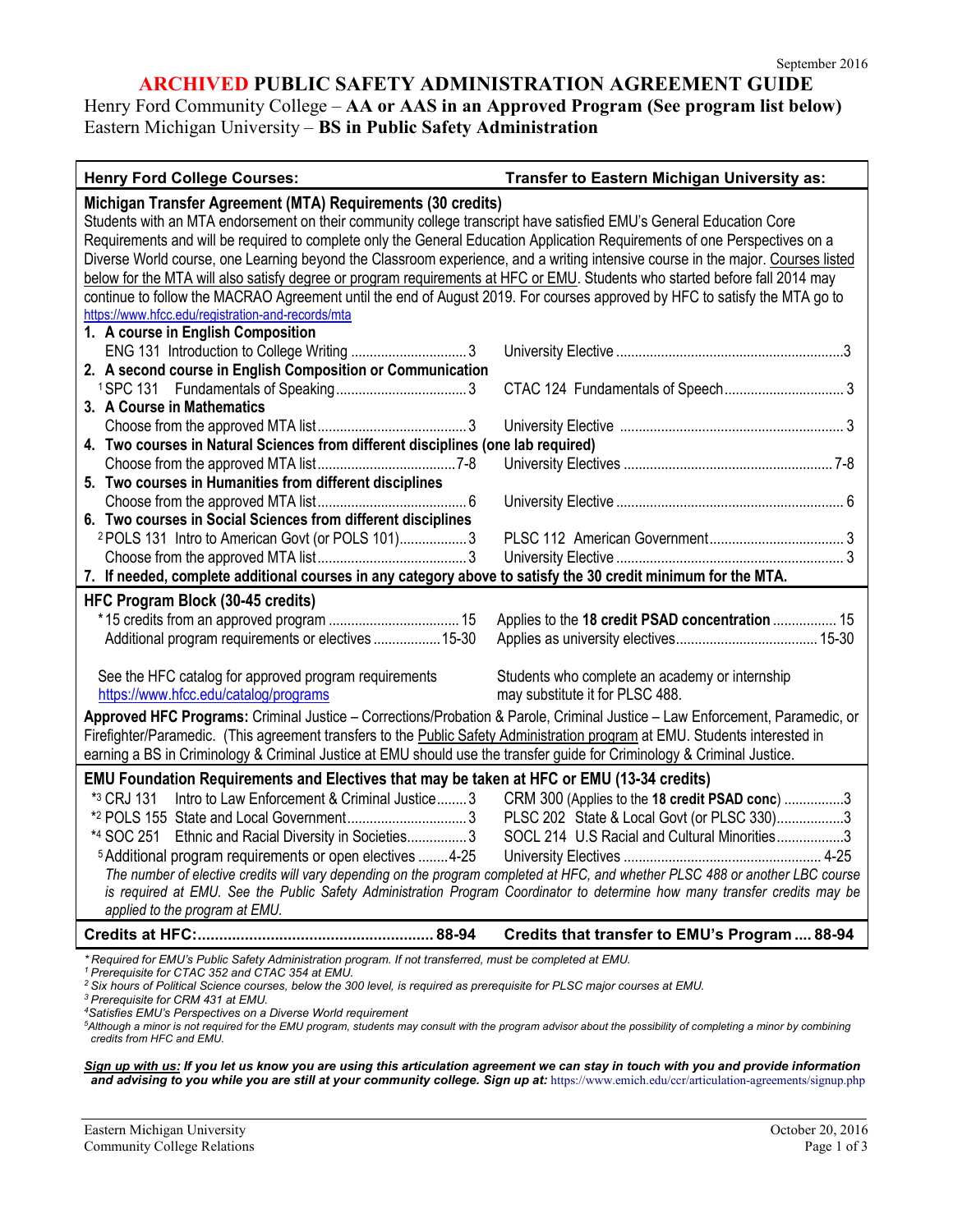September 2016

# ARCHIVED PUBLIC SAFETY ADMINISTRATION AGREEMENT GUIDE

Henry Ford Community College – **AA or AAS in an Approved Program (See program list below)**
Eastern Michigan University – **BS in Public Safety Administration**

| **Henry Ford College Courses:** | **Transfer to Eastern Michigan University as:** |
|---|---|
| **Michigan Transfer Agreement (MTA) Requirements (30 credits)** | |
| Students with an MTA endorsement on their community college transcript have satisfied EMU's General Education Core Requirements and will be required to complete only the General Education Application Requirements of one Perspectives on a Diverse World course, one Learning beyond the Classroom experience, and a writing intensive course in the major. Courses listed below for the MTA will also satisfy degree or program requirements at HFC or EMU. Students who started before fall 2014 may continue to follow the MACRAO Agreement until the end of August 2019. For courses approved by HFC to satisfy the MTA go to https://www.hfcc.edu/registration-and-records/mta | |
| **1. A course in English Composition** | |
| ENG 131 Introduction to College Writing ....... 3 | University Elective ....... 3 |
| **2. A second course in English Composition or Communication** | |
| [1]SPC 131 Fundamentals of Speaking ....... 3 | CTAC 124 Fundamentals of Speech ....... 3 |
| **3. A Course in Mathematics** | |
| Choose from the approved MTA list ....... 3 | University Elective ....... 3 |
| **4. Two courses in Natural Sciences from different disciplines (one lab required)** | |
| Choose from the approved MTA list ....... 7-8 | University Electives ....... 7-8 |
| **5. Two courses in Humanities from different disciplines** | |
| Choose from the approved MTA list ....... 6 | University Elective ....... 6 |
| **6. Two courses in Social Sciences from different disciplines** | |
| [2]POLS 131 Intro to American Govt (or POLS 101) ....... 3 | PLSC 112 American Government ....... 3 |
| Choose from the approved MTA list ....... 3 | University Elective ....... 3 |
| **7. If needed, complete additional courses in any category above to satisfy the 30 credit minimum for the MTA.** | |
| **HFC Program Block (30-45 credits)** | |
| *15 credits from an approved program ....... 15 | Applies to the **18 credit PSAD concentration** ....... 15 |
| Additional program requirements or electives ....... 15-30 | Applies as university electives ....... 15-30 |
| See the HFC catalog for approved program requirements https://www.hfcc.edu/catalog/programs | Students who complete an academy or internship may substitute it for PLSC 488. |
| **Approved HFC Programs:** Criminal Justice – Corrections/Probation & Parole, Criminal Justice – Law Enforcement, Paramedic, or Firefighter/Paramedic. (This agreement transfers to the Public Safety Administration program at EMU. Students interested in earning a BS in Criminology & Criminal Justice at EMU should use the transfer guide for Criminology & Criminal Justice. | |
| **EMU Foundation Requirements and Electives that may be taken at HFC or EMU (13-34 credits)** | |
| *[3] CRJ 131 Intro to Law Enforcement & Criminal Justice ....... 3 | CRM 300 (Applies to the **18 credit PSAD conc**) ....... 3 |
| *[2] POLS 155 State and Local Government ....... 3 | PLSC 202 State & Local Govt (or PLSC 330) ....... 3 |
| *[4] SOC 251 Ethnic and Racial Diversity in Societies ....... 3 | SOCL 214 U.S Racial and Cultural Minorities ....... 3 |
| [5]Additional program requirements or open electives ....... 4-25 | University Electives ....... 4-25 |
| *The number of elective credits will vary depending on the program completed at HFC, and whether PLSC 488 or another LBC course is required at EMU. See the Public Safety Administration Program Coordinator to determine how many transfer credits may be applied to the program at EMU.* | |
| **Credits at HFC: ....... 88-94** | **Credits that transfer to EMU's Program .... 88-94** |

*\* Required for EMU's Public Safety Administration program. If not transferred, must be completed at EMU.*
*[1] Prerequisite for CTAC 352 and CTAC 354 at EMU.*
*[2] Six hours of Political Science courses, below the 300 level, is required as prerequisite for PLSC major courses at EMU.*
*[3] Prerequisite for CRM 431 at EMU.*
*[4] Satisfies EMU's Perspectives on a Diverse World requirement*
*[5] Although a minor is not required for the EMU program, students may consult with the program advisor about the possibility of completing a minor by combining credits from HFC and EMU.*

***Sign up with us:* If you let us know you are using this articulation agreement we can stay in touch with you and provide information and advising to you while you are still at your community college. Sign up at:** https://www.emich.edu/ccr/articulation-agreements/signup.php

Eastern Michigan University
Community College Relations

October 20, 2016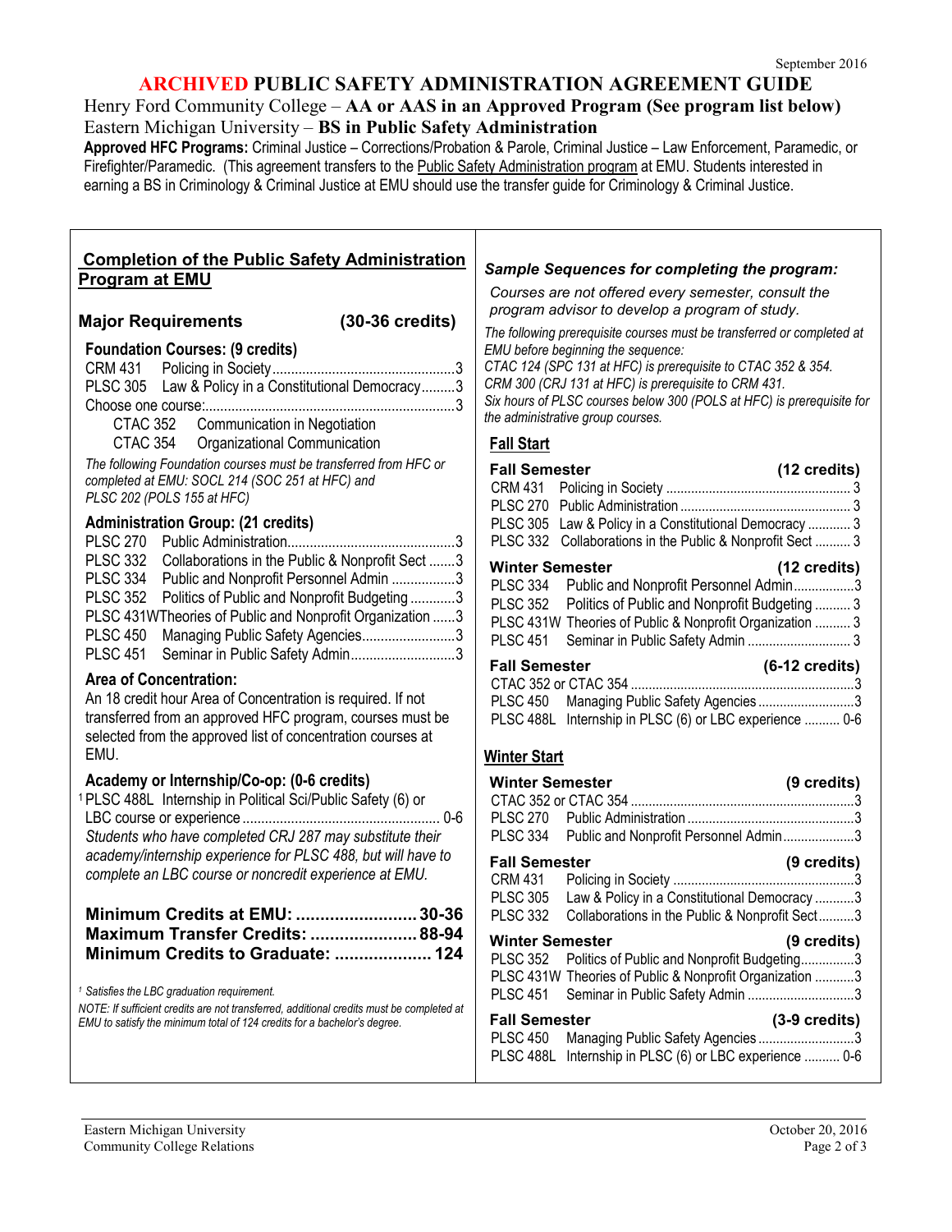September 2016

# ARCHIVED PUBLIC SAFETY ADMINISTRATION AGREEMENT GUIDE

Henry Ford Community College – **AA or AAS in an Approved Program (See program list below)**
Eastern Michigan University – **BS in Public Safety Administration**

**Approved HFC Programs:** Criminal Justice – Corrections/Probation & Parole, Criminal Justice – Law Enforcement, Paramedic, or Firefighter/Paramedic. (This agreement transfers to the Public Safety Administration program at EMU. Students interested in earning a BS in Criminology & Criminal Justice at EMU should use the transfer guide for Criminology & Criminal Justice.

## Completion of the Public Safety Administration Program at EMU

### Major Requirements (30-36 credits)

**Foundation Courses: (9 credits)**

CRM 431 Policing in Society ...3
PLSC 305 Law & Policy in a Constitutional Democracy ...3
Choose one course: ...3
- CTAC 352 Communication in Negotiation
- CTAC 354 Organizational Communication

*The following Foundation courses must be transferred from HFC or completed at EMU: SOCL 214 (SOC 251 at HFC) and PLSC 202 (POLS 155 at HFC)*

**Administration Group: (21 credits)**

PLSC 270 Public Administration ...3
PLSC 332 Collaborations in the Public & Nonprofit Sect ...3
PLSC 334 Public and Nonprofit Personnel Admin ...3
PLSC 352 Politics of Public and Nonprofit Budgeting ...3
PLSC 431W Theories of Public and Nonprofit Organization ...3
PLSC 450 Managing Public Safety Agencies ...3
PLSC 451 Seminar in Public Safety Admin ...3

**Area of Concentration:**

An 18 credit hour Area of Concentration is required. If not transferred from an approved HFC program, courses must be selected from the approved list of concentration courses at EMU.

**Academy or Internship/Co-op: (0-6 credits)**

[1] PLSC 488L Internship in Political Sci/Public Safety (6) or LBC course or experience ... 0-6
*Students who have completed CRJ 287 may substitute their academy/internship experience for PLSC 488, but will have to complete an LBC course or noncredit experience at EMU.*

**Minimum Credits at EMU: ... 30-36**
**Maximum Transfer Credits: ... 88-94**
**Minimum Credits to Graduate: ... 124**

*[1] Satisfies the LBC graduation requirement.*

*NOTE: If sufficient credits are not transferred, additional credits must be completed at EMU to satisfy the minimum total of 124 credits for a bachelor's degree.*

## *Sample Sequences for completing the program:*

*Courses are not offered every semester, consult the program advisor to develop a program of study.*

*The following prerequisite courses must be transferred or completed at EMU before beginning the sequence:*
*CTAC 124 (SPC 131 at HFC) is prerequisite to CTAC 352 & 354.*
*CRM 300 (CRJ 131 at HFC) is prerequisite to CRM 431.*
*Six hours of PLSC courses below 300 (POLS at HFC) is prerequisite for the administrative group courses.*

### Fall Start

**Fall Semester (12 credits)**
CRM 431 Policing in Society ... 3
PLSC 270 Public Administration ... 3
PLSC 305 Law & Policy in a Constitutional Democracy ... 3
PLSC 332 Collaborations in the Public & Nonprofit Sect ... 3

**Winter Semester (12 credits)**
PLSC 334 Public and Nonprofit Personnel Admin ...3
PLSC 352 Politics of Public and Nonprofit Budgeting ... 3
PLSC 431W Theories of Public & Nonprofit Organization ... 3
PLSC 451 Seminar in Public Safety Admin ... 3

**Fall Semester (6-12 credits)**
CTAC 352 or CTAC 354 ...3
PLSC 450 Managing Public Safety Agencies ...3
PLSC 488L Internship in PLSC (6) or LBC experience ... 0-6

### Winter Start

**Winter Semester (9 credits)**
CTAC 352 or CTAC 354 ...3
PLSC 270 Public Administration ...3
PLSC 334 Public and Nonprofit Personnel Admin ...3

**Fall Semester (9 credits)**
CRM 431 Policing in Society ...3
PLSC 305 Law & Policy in a Constitutional Democracy ...3
PLSC 332 Collaborations in the Public & Nonprofit Sect ...3

**Winter Semester (9 credits)**
PLSC 352 Politics of Public and Nonprofit Budgeting ...3
PLSC 431W Theories of Public & Nonprofit Organization ...3
PLSC 451 Seminar in Public Safety Admin ...3

**Fall Semester (3-9 credits)**
PLSC 450 Managing Public Safety Agencies ...3
PLSC 488L Internship in PLSC (6) or LBC experience ... 0-6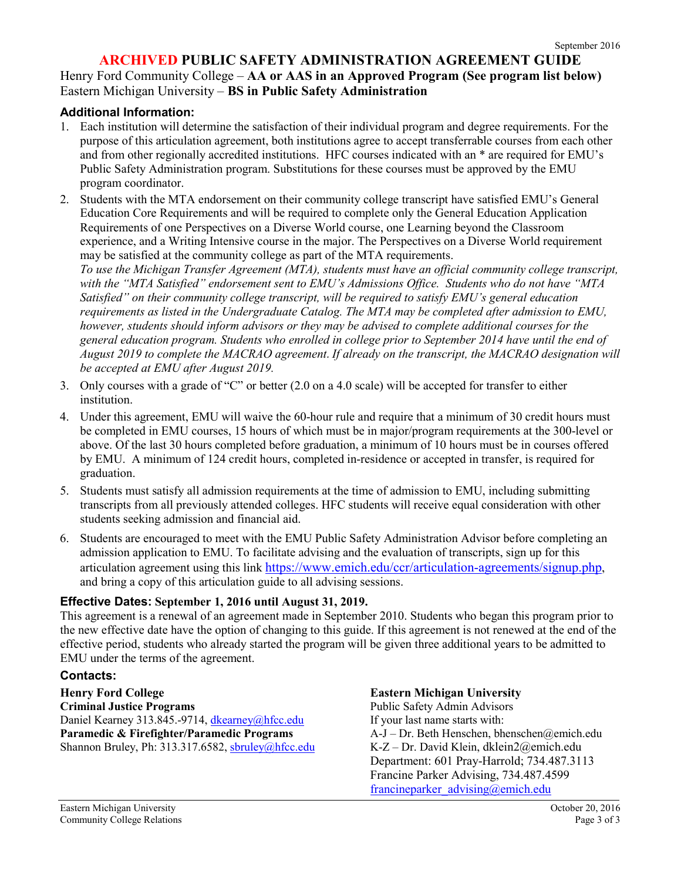# ARCHIVED PUBLIC SAFETY ADMINISTRATION AGREEMENT GUIDE

Henry Ford Community College – **AA or AAS in an Approved Program (See program list below)**
Eastern Michigan University – **BS in Public Safety Administration**

### Additional Information:

1. Each institution will determine the satisfaction of their individual program and degree requirements. For the purpose of this articulation agreement, both institutions agree to accept transferrable courses from each other and from other regionally accredited institutions. HFC courses indicated with an * are required for EMU's Public Safety Administration program. Substitutions for these courses must be approved by the EMU program coordinator.
2. Students with the MTA endorsement on their community college transcript have satisfied EMU's General Education Core Requirements and will be required to complete only the General Education Application Requirements of one Perspectives on a Diverse World course, one Learning beyond the Classroom experience, and a Writing Intensive course in the major. The Perspectives on a Diverse World requirement may be satisfied at the community college as part of the MTA requirements.
   *To use the Michigan Transfer Agreement (MTA), students must have an official community college transcript, with the "MTA Satisfied" endorsement sent to EMU's Admissions Office. Students who do not have "MTA Satisfied" on their community college transcript, will be required to satisfy EMU's general education requirements as listed in the Undergraduate Catalog. The MTA may be completed after admission to EMU, however, students should inform advisors or they may be advised to complete additional courses for the general education program. Students who enrolled in college prior to September 2014 have until the end of August 2019 to complete the MACRAO agreement. If already on the transcript, the MACRAO designation will be accepted at EMU after August 2019.*
3. Only courses with a grade of "C" or better (2.0 on a 4.0 scale) will be accepted for transfer to either institution.
4. Under this agreement, EMU will waive the 60-hour rule and require that a minimum of 30 credit hours must be completed in EMU courses, 15 hours of which must be in major/program requirements at the 300-level or above. Of the last 30 hours completed before graduation, a minimum of 10 hours must be in courses offered by EMU. A minimum of 124 credit hours, completed in-residence or accepted in transfer, is required for graduation.
5. Students must satisfy all admission requirements at the time of admission to EMU, including submitting transcripts from all previously attended colleges. HFC students will receive equal consideration with other students seeking admission and financial aid.
6. Students are encouraged to meet with the EMU Public Safety Administration Advisor before completing an admission application to EMU. To facilitate advising and the evaluation of transcripts, sign up for this articulation agreement using this link https://www.emich.edu/ccr/articulation-agreements/signup.php, and bring a copy of this articulation guide to all advising sessions.

### Effective Dates: September 1, 2016 until August 31, 2019.

This agreement is a renewal of an agreement made in September 2010. Students who began this program prior to the new effective date have the option of changing to this guide. If this agreement is not renewed at the end of the effective period, students who already started the program will be given three additional years to be admitted to EMU under the terms of the agreement.

### Contacts:

**Henry Ford College**
**Criminal Justice Programs**
Daniel Kearney 313.845.-9714, dkearney@hfcc.edu
**Paramedic & Firefighter/Paramedic Programs**
Shannon Bruley, Ph: 313.317.6582, sbruley@hfcc.edu

**Eastern Michigan University**
Public Safety Admin Advisors
If your last name starts with:
A-J – Dr. Beth Henschen, bhenschen@emich.edu
K-Z – Dr. David Klein, dklein2@emich.edu
Department: 601 Pray-Harrold; 734.487.3113
Francine Parker Advising, 734.487.4599
francineparker_advising@emich.edu